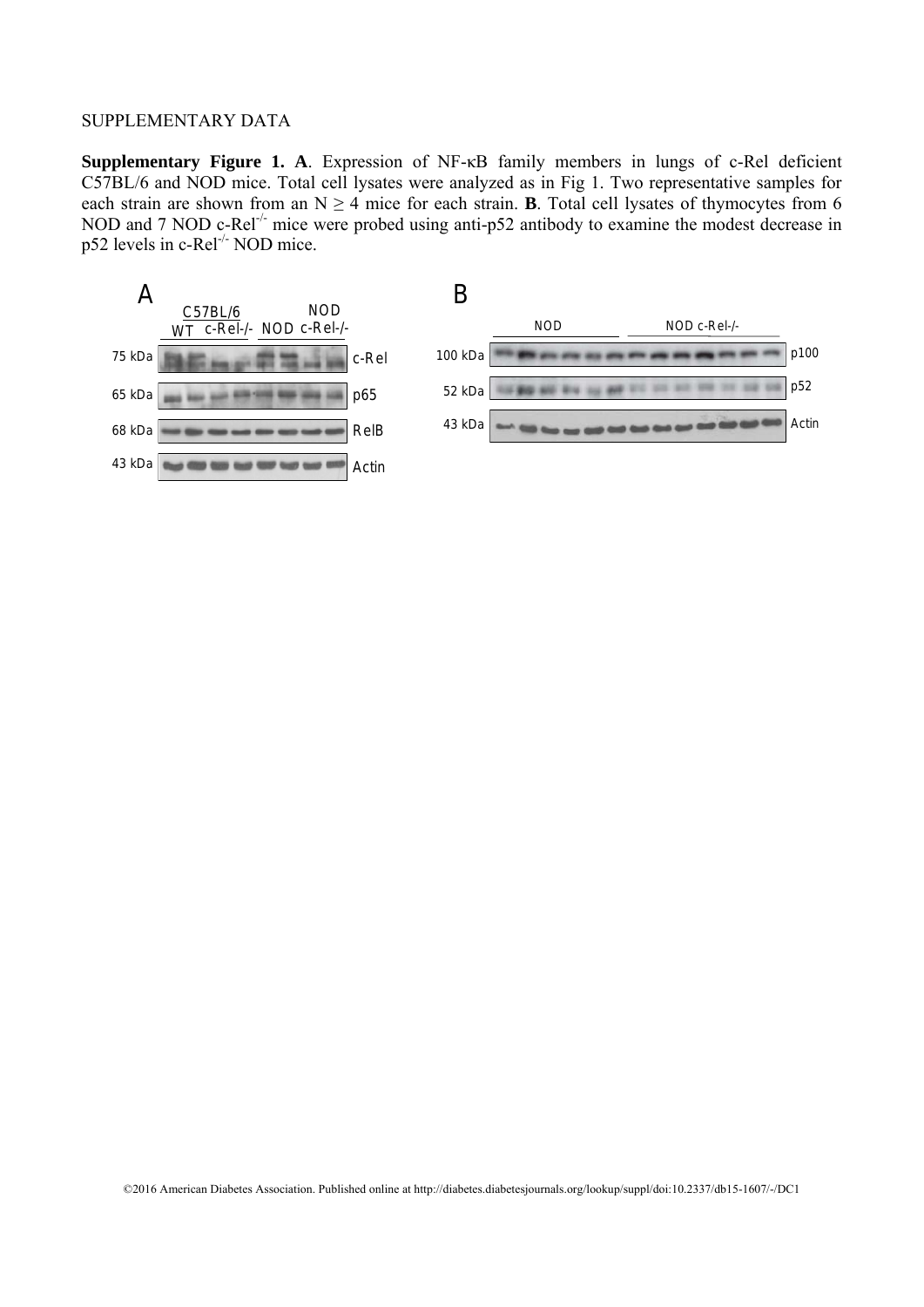SUPPLEMENTARY DATA

**Supplementary Figure 1. A**. Expression of NF-κB family members in lungs of c-Rel deficient C57BL/6 and NOD mice. Total cell lysates were analyzed as in Fig 1. Two representative samples for each strain are shown from an N ≥ 4 mice for each strain. **B**. Total cell lysates of thymocytes from 6 NOD and 7 NOD c-Rel$^{-/-}$ mice were probed using anti-p52 antibody to examine the modest decrease in p52 levels in c-Rel$^{-/-}$ NOD mice.

A

C57BL/6 WT c-Rel-/- NOD NOD c-Rel-/-

75 kDa c-Rel
65 kDa p65
68 kDa RelB
43 kDa Actin

B

NOD NOD c-Rel-/-

100 kDa p100
52 kDa p52
43 kDa Actin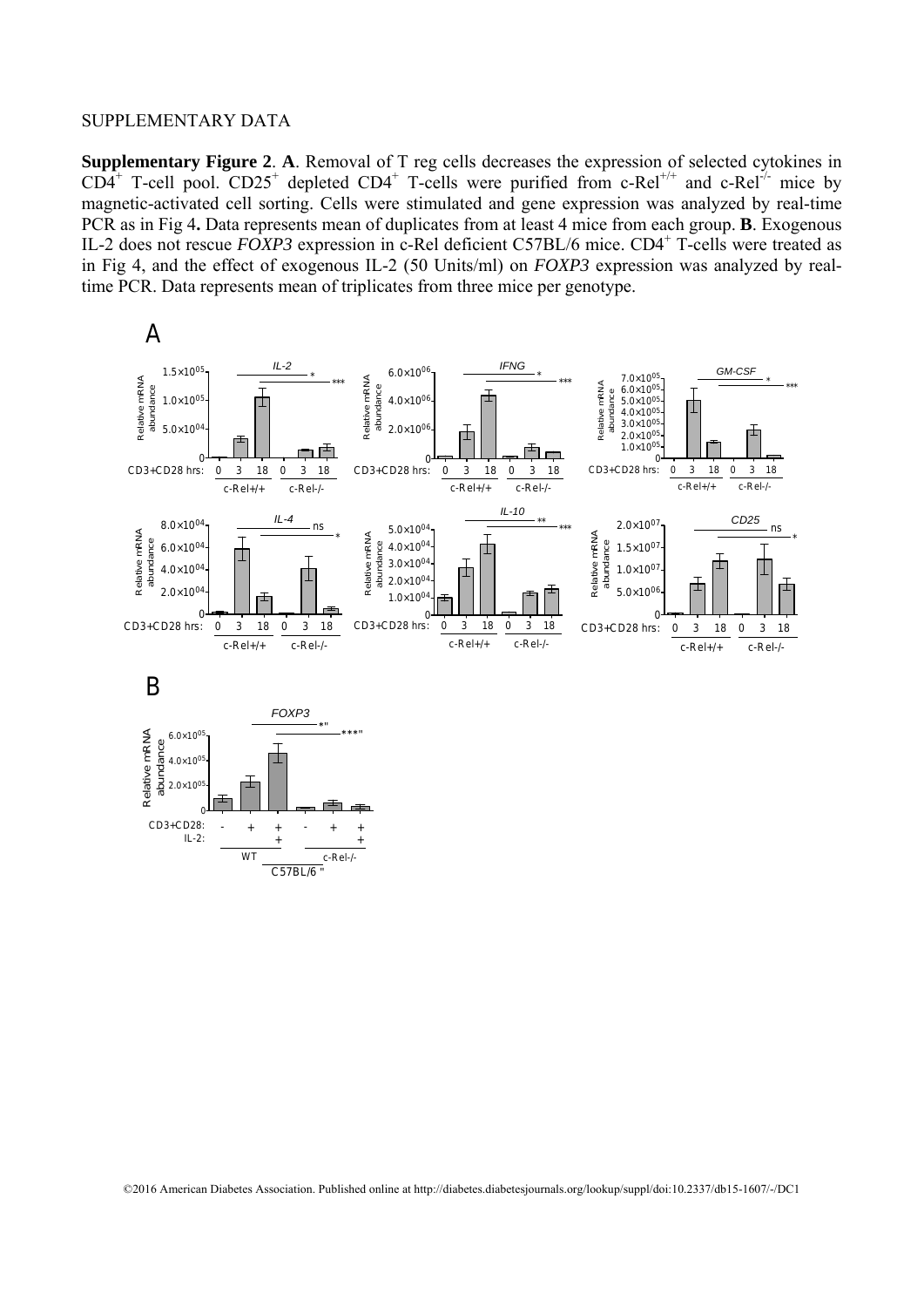SUPPLEMENTARY DATA

**Supplementary Figure 2**. **A**. Removal of T reg cells decreases the expression of selected cytokines in $CD4^+$ T-cell pool. $CD25^+$ depleted $CD4^+$ T-cells were purified from c-$Rel^{+/+}$ and c-$Rel^{-/-}$ mice by magnetic-activated cell sorting. Cells were stimulated and gene expression was analyzed by real-time PCR as in Fig 4**.** Data represents mean of duplicates from at least 4 mice from each group. **B**. Exogenous IL-2 does not rescue *FOXP3* expression in c-Rel deficient C57BL/6 mice. $CD4^+$ T-cells were treated as in Fig 4, and the effect of exogenous IL-2 (50 Units/ml) on *FOXP3* expression was analyzed by real-time PCR. Data represents mean of triplicates from three mice per genotype.

A

B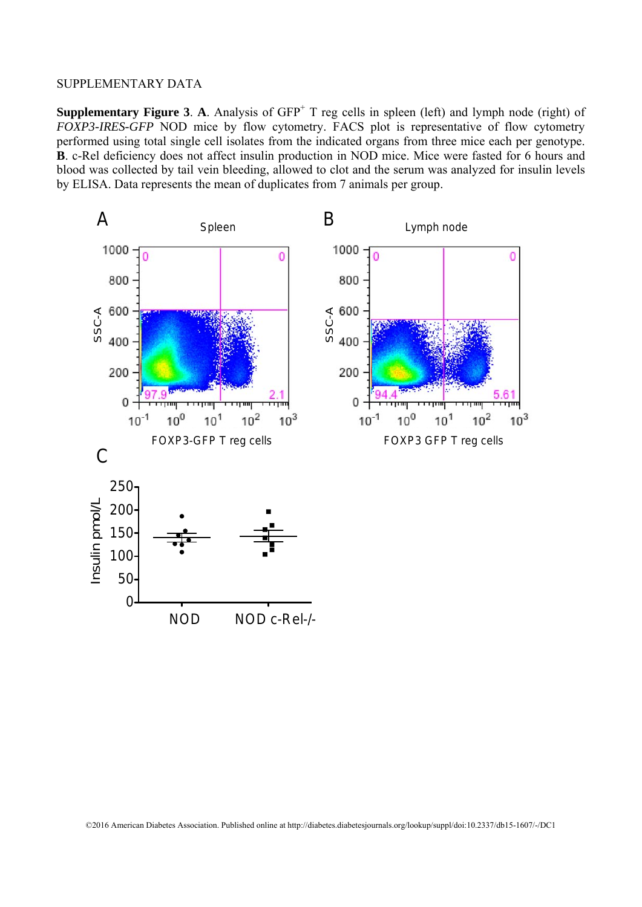SUPPLEMENTARY DATA

**Supplementary Figure 3**. **A**. Analysis of GFP[+] T reg cells in spleen (left) and lymph node (right) of *FOXP3-IRES-GFP* NOD mice by flow cytometry. FACS plot is representative of flow cytometry performed using total single cell isolates from the indicated organs from three mice each per genotype. **B**. c-Rel deficiency does not affect insulin production in NOD mice. Mice were fasted for 6 hours and blood was collected by tail vein bleeding, allowed to clot and the serum was analyzed for insulin levels by ELISA. Data represents the mean of duplicates from 7 animals per group.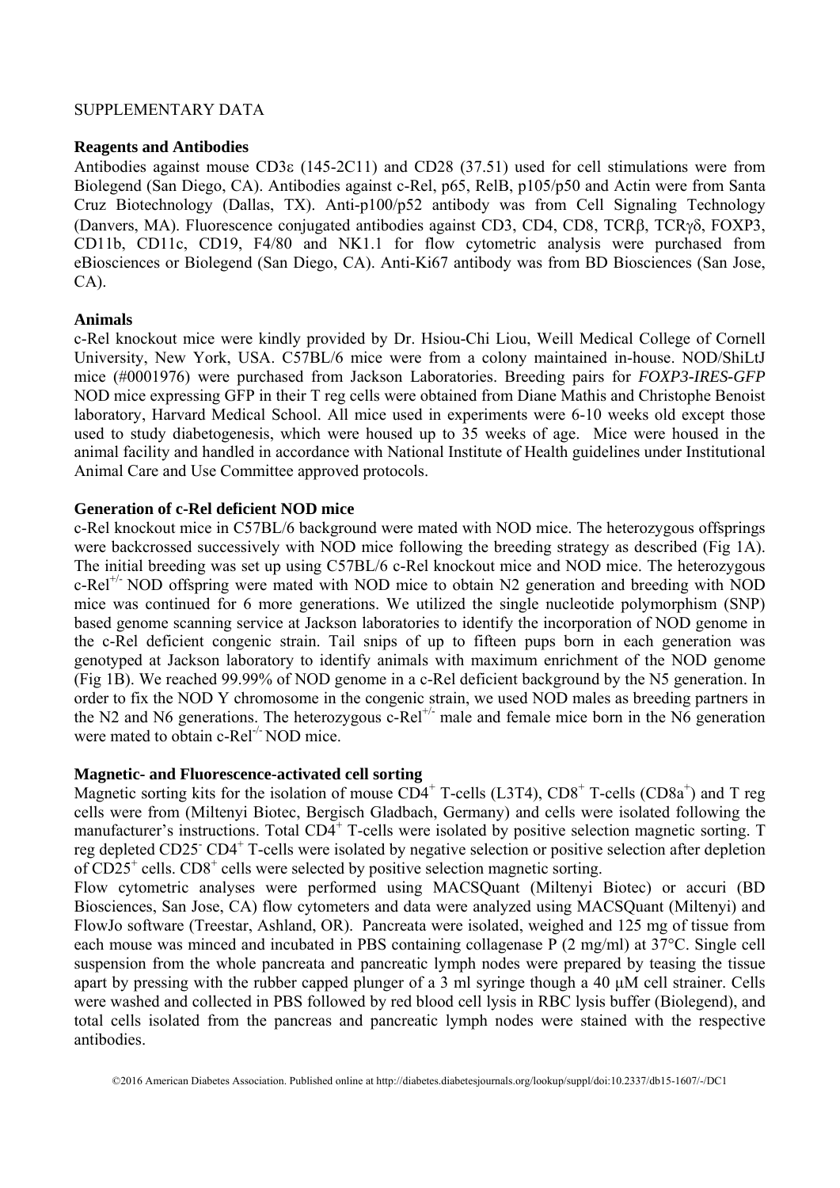SUPPLEMENTARY DATA

**Reagents and Antibodies**

Antibodies against mouse CD3ε (145-2C11) and CD28 (37.51) used for cell stimulations were from Biolegend (San Diego, CA). Antibodies against c-Rel, p65, RelB, p105/p50 and Actin were from Santa Cruz Biotechnology (Dallas, TX). Anti-p100/p52 antibody was from Cell Signaling Technology (Danvers, MA). Fluorescence conjugated antibodies against CD3, CD4, CD8, TCRβ, TCRγδ, FOXP3, CD11b, CD11c, CD19, F4/80 and NK1.1 for flow cytometric analysis were purchased from eBiosciences or Biolegend (San Diego, CA). Anti-Ki67 antibody was from BD Biosciences (San Jose, CA).

**Animals**

c-Rel knockout mice were kindly provided by Dr. Hsiou-Chi Liou, Weill Medical College of Cornell University, New York, USA. C57BL/6 mice were from a colony maintained in-house. NOD/ShiLtJ mice (#0001976) were purchased from Jackson Laboratories. Breeding pairs for *FOXP3-IRES-GFP* NOD mice expressing GFP in their T reg cells were obtained from Diane Mathis and Christophe Benoist laboratory, Harvard Medical School. All mice used in experiments were 6-10 weeks old except those used to study diabetogenesis, which were housed up to 35 weeks of age. Mice were housed in the animal facility and handled in accordance with National Institute of Health guidelines under Institutional Animal Care and Use Committee approved protocols.

**Generation of c-Rel deficient NOD mice**

c-Rel knockout mice in C57BL/6 background were mated with NOD mice. The heterozygous offsprings were backcrossed successively with NOD mice following the breeding strategy as described (Fig 1A). The initial breeding was set up using C57BL/6 c-Rel knockout mice and NOD mice. The heterozygous c-Rel$^{+/-}$ NOD offspring were mated with NOD mice to obtain N2 generation and breeding with NOD mice was continued for 6 more generations. We utilized the single nucleotide polymorphism (SNP) based genome scanning service at Jackson laboratories to identify the incorporation of NOD genome in the c-Rel deficient congenic strain. Tail snips of up to fifteen pups born in each generation was genotyped at Jackson laboratory to identify animals with maximum enrichment of the NOD genome (Fig 1B). We reached 99.99% of NOD genome in a c-Rel deficient background by the N5 generation. In order to fix the NOD Y chromosome in the congenic strain, we used NOD males as breeding partners in the N2 and N6 generations. The heterozygous c-Rel$^{+/-}$ male and female mice born in the N6 generation were mated to obtain c-Rel$^{-/-}$ NOD mice.

**Magnetic- and Fluorescence-activated cell sorting**

Magnetic sorting kits for the isolation of mouse CD4$^{+}$ T-cells (L3T4), CD8$^{+}$ T-cells (CD8a$^{+}$) and T reg cells were from (Miltenyi Biotec, Bergisch Gladbach, Germany) and cells were isolated following the manufacturer's instructions. Total CD4$^{+}$ T-cells were isolated by positive selection magnetic sorting. T reg depleted CD25$^{-}$ CD4$^{+}$ T-cells were isolated by negative selection or positive selection after depletion of CD25$^{+}$ cells. CD8$^{+}$ cells were selected by positive selection magnetic sorting.

Flow cytometric analyses were performed using MACSQuant (Miltenyi Biotec) or accuri (BD Biosciences, San Jose, CA) flow cytometers and data were analyzed using MACSQuant (Miltenyi) and FlowJo software (Treestar, Ashland, OR). Pancreata were isolated, weighed and 125 mg of tissue from each mouse was minced and incubated in PBS containing collagenase P (2 mg/ml) at 37°C. Single cell suspension from the whole pancreata and pancreatic lymph nodes were prepared by teasing the tissue apart by pressing with the rubber capped plunger of a 3 ml syringe though a 40 μM cell strainer. Cells were washed and collected in PBS followed by red blood cell lysis in RBC lysis buffer (Biolegend), and total cells isolated from the pancreas and pancreatic lymph nodes were stained with the respective antibodies.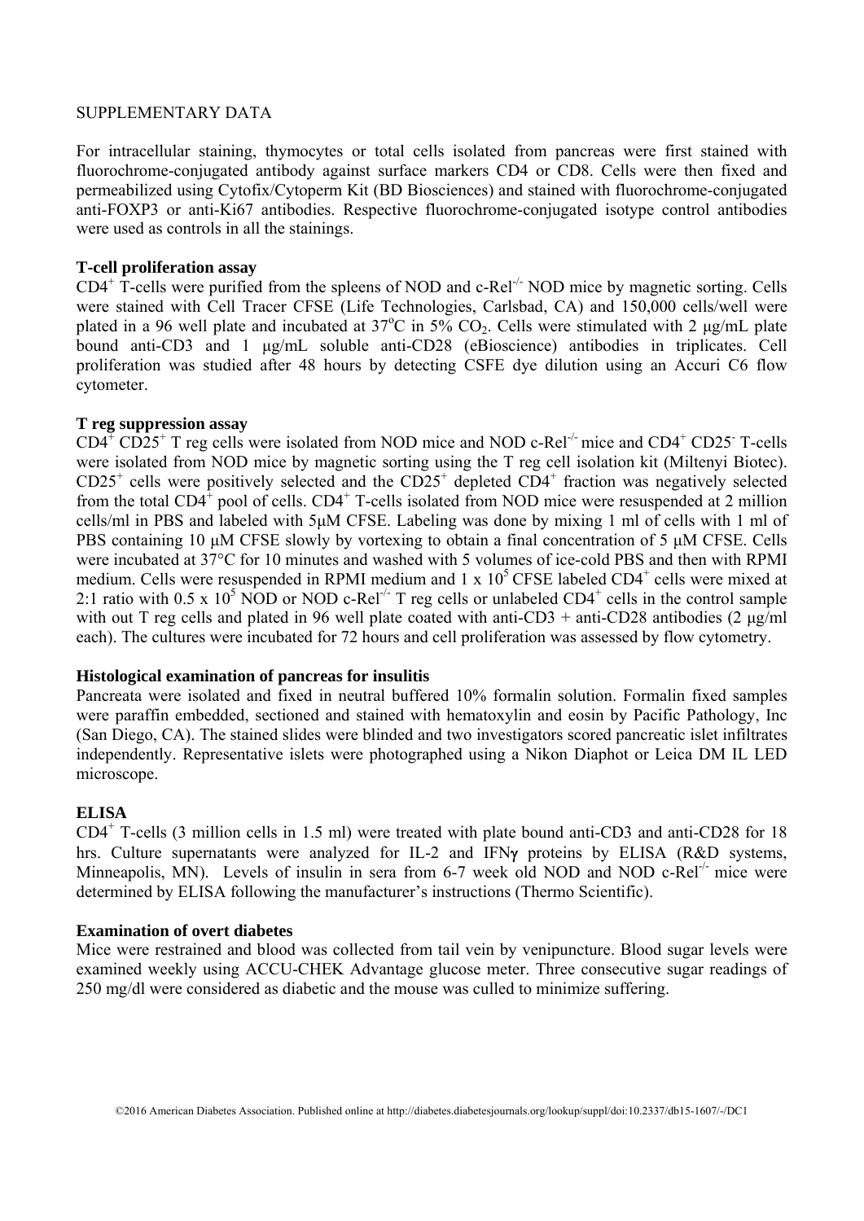SUPPLEMENTARY DATA

For intracellular staining, thymocytes or total cells isolated from pancreas were first stained with fluorochrome-conjugated antibody against surface markers CD4 or CD8. Cells were then fixed and permeabilized using Cytofix/Cytoperm Kit (BD Biosciences) and stained with fluorochrome-conjugated anti-FOXP3 or anti-Ki67 antibodies. Respective fluorochrome-conjugated isotype control antibodies were used as controls in all the stainings.

**T-cell proliferation assay**

$CD4^+$ T-cells were purified from the spleens of NOD and c-$Rel^{-/-}$ NOD mice by magnetic sorting. Cells were stained with Cell Tracer CFSE (Life Technologies, Carlsbad, CA) and 150,000 cells/well were plated in a 96 well plate and incubated at 37$^o$C in 5% $CO_2$. Cells were stimulated with 2 μg/mL plate bound anti-CD3 and 1 μg/mL soluble anti-CD28 (eBioscience) antibodies in triplicates. Cell proliferation was studied after 48 hours by detecting CSFE dye dilution using an Accuri C6 flow cytometer.

**T reg suppression assay**

$CD4^+$ $CD25^+$ T reg cells were isolated from NOD mice and NOD c-$Rel^{-/-}$ mice and $CD4^+$ $CD25^-$ T-cells were isolated from NOD mice by magnetic sorting using the T reg cell isolation kit (Miltenyi Biotec). $CD25^+$ cells were positively selected and the $CD25^+$ depleted $CD4^+$ fraction was negatively selected from the total $CD4^+$ pool of cells. $CD4^+$ T-cells isolated from NOD mice were resuspended at 2 million cells/ml in PBS and labeled with 5μM CFSE. Labeling was done by mixing 1 ml of cells with 1 ml of PBS containing 10 μM CFSE slowly by vortexing to obtain a final concentration of 5 μM CFSE. Cells were incubated at 37°C for 10 minutes and washed with 5 volumes of ice-cold PBS and then with RPMI medium. Cells were resuspended in RPMI medium and 1 x $10^5$ CFSE labeled $CD4^+$ cells were mixed at 2:1 ratio with 0.5 x $10^5$ NOD or NOD c-$Rel^{-/-}$ T reg cells or unlabeled $CD4^+$ cells in the control sample with out T reg cells and plated in 96 well plate coated with anti-CD3 + anti-CD28 antibodies (2 μg/ml each). The cultures were incubated for 72 hours and cell proliferation was assessed by flow cytometry.

**Histological examination of pancreas for insulitis**

Pancreata were isolated and fixed in neutral buffered 10% formalin solution. Formalin fixed samples were paraffin embedded, sectioned and stained with hematoxylin and eosin by Pacific Pathology, Inc (San Diego, CA). The stained slides were blinded and two investigators scored pancreatic islet infiltrates independently. Representative islets were photographed using a Nikon Diaphot or Leica DM IL LED microscope.

**ELISA**

$CD4^+$ T-cells (3 million cells in 1.5 ml) were treated with plate bound anti-CD3 and anti-CD28 for 18 hrs. Culture supernatants were analyzed for IL-2 and IFNγ proteins by ELISA (R&D systems, Minneapolis, MN). Levels of insulin in sera from 6-7 week old NOD and NOD c-$Rel^{-/-}$ mice were determined by ELISA following the manufacturer's instructions (Thermo Scientific).

**Examination of overt diabetes**

Mice were restrained and blood was collected from tail vein by venipuncture. Blood sugar levels were examined weekly using ACCU-CHEK Advantage glucose meter. Three consecutive sugar readings of 250 mg/dl were considered as diabetic and the mouse was culled to minimize suffering.

©2016 American Diabetes Association. Published online at http://diabetes.diabetesjournals.org/lookup/suppl/doi:10.2337/db15-1607/-/DC1